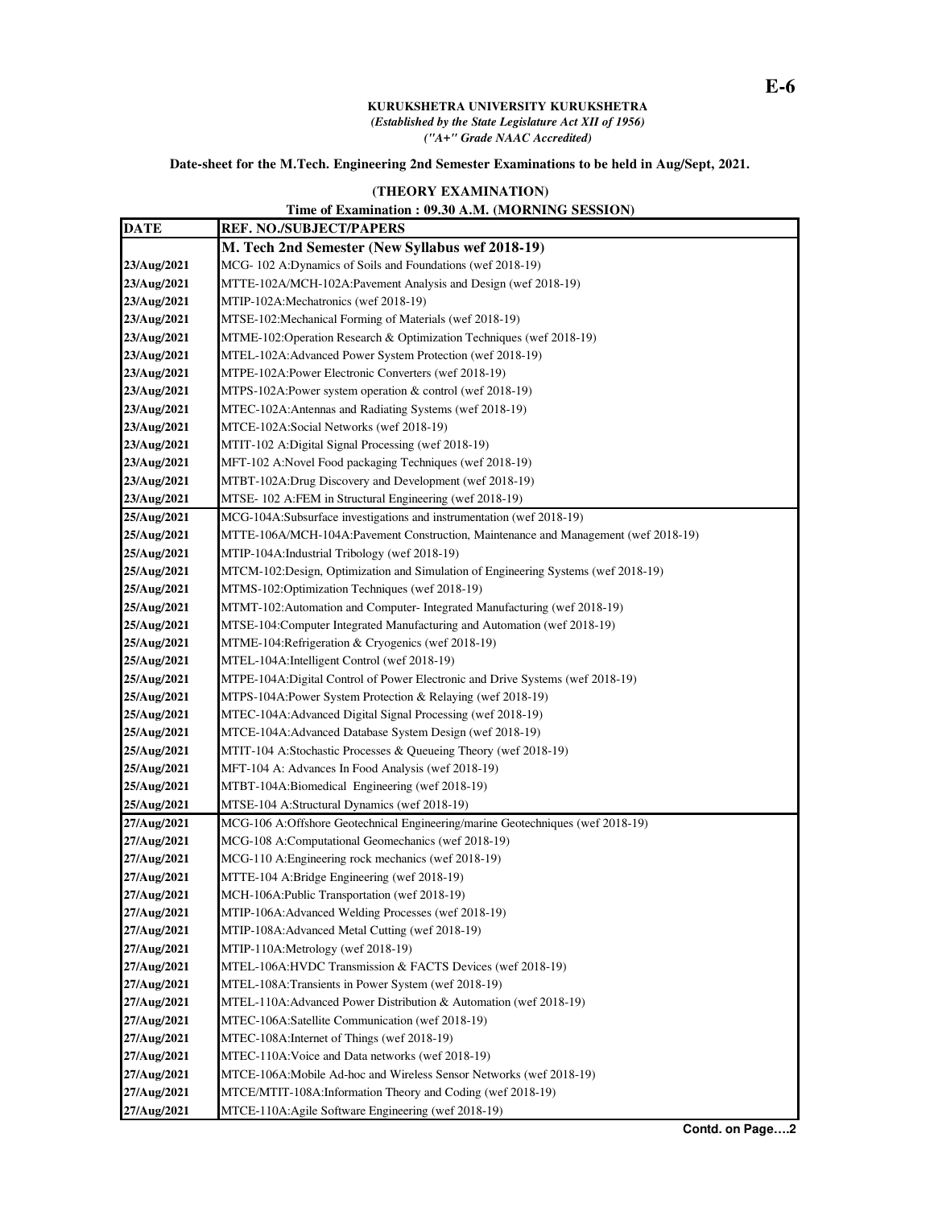E-6

**KURUKSHETRA UNIVERSITY KURUKSHETRA**
*(Established by the State Legislature Act XII of 1956)*
*("A+" Grade NAAC Accredited)*

**Date-sheet for the M.Tech. Engineering 2nd Semester Examinations to be held in Aug/Sept, 2021.**

**(THEORY EXAMINATION)**
**Time of Examination : 09.30 A.M. (MORNING SESSION)**

| DATE | REF. NO./SUBJECT/PAPERS |
|---|---|
| | **M. Tech 2nd Semester (New Syllabus wef 2018-19)** |
| 23/Aug/2021 | MCG- 102 A:Dynamics of Soils and Foundations (wef 2018-19) |
| 23/Aug/2021 | MTTE-102A/MCH-102A:Pavement Analysis and Design (wef 2018-19) |
| 23/Aug/2021 | MTIP-102A:Mechatronics (wef 2018-19) |
| 23/Aug/2021 | MTSE-102:Mechanical Forming of Materials (wef 2018-19) |
| 23/Aug/2021 | MTME-102:Operation Research & Optimization Techniques (wef 2018-19) |
| 23/Aug/2021 | MTEL-102A:Advanced Power System Protection (wef 2018-19) |
| 23/Aug/2021 | MTPE-102A:Power Electronic Converters (wef 2018-19) |
| 23/Aug/2021 | MTPS-102A:Power system operation & control (wef 2018-19) |
| 23/Aug/2021 | MTEC-102A:Antennas and Radiating Systems (wef 2018-19) |
| 23/Aug/2021 | MTCE-102A:Social Networks (wef 2018-19) |
| 23/Aug/2021 | MTIT-102 A:Digital Signal Processing (wef 2018-19) |
| 23/Aug/2021 | MFT-102 A:Novel Food packaging Techniques (wef 2018-19) |
| 23/Aug/2021 | MTBT-102A:Drug Discovery and Development (wef 2018-19) |
| 23/Aug/2021 | MTSE- 102 A:FEM in Structural Engineering (wef 2018-19) |
| 25/Aug/2021 | MCG-104A:Subsurface investigations and instrumentation (wef 2018-19) |
| 25/Aug/2021 | MTTE-106A/MCH-104A:Pavement Construction, Maintenance and Management (wef 2018-19) |
| 25/Aug/2021 | MTIP-104A:Industrial Tribology (wef 2018-19) |
| 25/Aug/2021 | MTCM-102:Design, Optimization and Simulation of Engineering Systems (wef 2018-19) |
| 25/Aug/2021 | MTMS-102:Optimization Techniques (wef 2018-19) |
| 25/Aug/2021 | MTMT-102:Automation and Computer- Integrated Manufacturing (wef 2018-19) |
| 25/Aug/2021 | MTSE-104:Computer Integrated Manufacturing and Automation (wef 2018-19) |
| 25/Aug/2021 | MTME-104:Refrigeration & Cryogenics (wef 2018-19) |
| 25/Aug/2021 | MTEL-104A:Intelligent Control (wef 2018-19) |
| 25/Aug/2021 | MTPE-104A:Digital Control of Power Electronic and Drive Systems (wef 2018-19) |
| 25/Aug/2021 | MTPS-104A:Power System Protection & Relaying (wef 2018-19) |
| 25/Aug/2021 | MTEC-104A:Advanced Digital Signal Processing (wef 2018-19) |
| 25/Aug/2021 | MTCE-104A:Advanced Database System Design (wef 2018-19) |
| 25/Aug/2021 | MTIT-104 A:Stochastic Processes & Queueing Theory (wef 2018-19) |
| 25/Aug/2021 | MFT-104 A: Advances In Food Analysis (wef 2018-19) |
| 25/Aug/2021 | MTBT-104A:Biomedical Engineering (wef 2018-19) |
| 25/Aug/2021 | MTSE-104 A:Structural Dynamics (wef 2018-19) |
| 27/Aug/2021 | MCG-106 A:Offshore Geotechnical Engineering/marine Geotechniques (wef 2018-19) |
| 27/Aug/2021 | MCG-108 A:Computational Geomechanics (wef 2018-19) |
| 27/Aug/2021 | MCG-110 A:Engineering rock mechanics (wef 2018-19) |
| 27/Aug/2021 | MTTE-104 A:Bridge Engineering (wef 2018-19) |
| 27/Aug/2021 | MCH-106A:Public Transportation (wef 2018-19) |
| 27/Aug/2021 | MTIP-106A:Advanced Welding Processes (wef 2018-19) |
| 27/Aug/2021 | MTIP-108A:Advanced Metal Cutting (wef 2018-19) |
| 27/Aug/2021 | MTIP-110A:Metrology (wef 2018-19) |
| 27/Aug/2021 | MTEL-106A:HVDC Transmission & FACTS Devices (wef 2018-19) |
| 27/Aug/2021 | MTEL-108A:Transients in Power System (wef 2018-19) |
| 27/Aug/2021 | MTEL-110A:Advanced Power Distribution & Automation (wef 2018-19) |
| 27/Aug/2021 | MTEC-106A:Satellite Communication (wef 2018-19) |
| 27/Aug/2021 | MTEC-108A:Internet of Things (wef 2018-19) |
| 27/Aug/2021 | MTEC-110A:Voice and Data networks (wef 2018-19) |
| 27/Aug/2021 | MTCE-106A:Mobile Ad-hoc and Wireless Sensor Networks (wef 2018-19) |
| 27/Aug/2021 | MTCE/MTIT-108A:Information Theory and Coding (wef 2018-19) |
| 27/Aug/2021 | MTCE-110A:Agile Software Engineering (wef 2018-19) |

**Contd. on Page….2**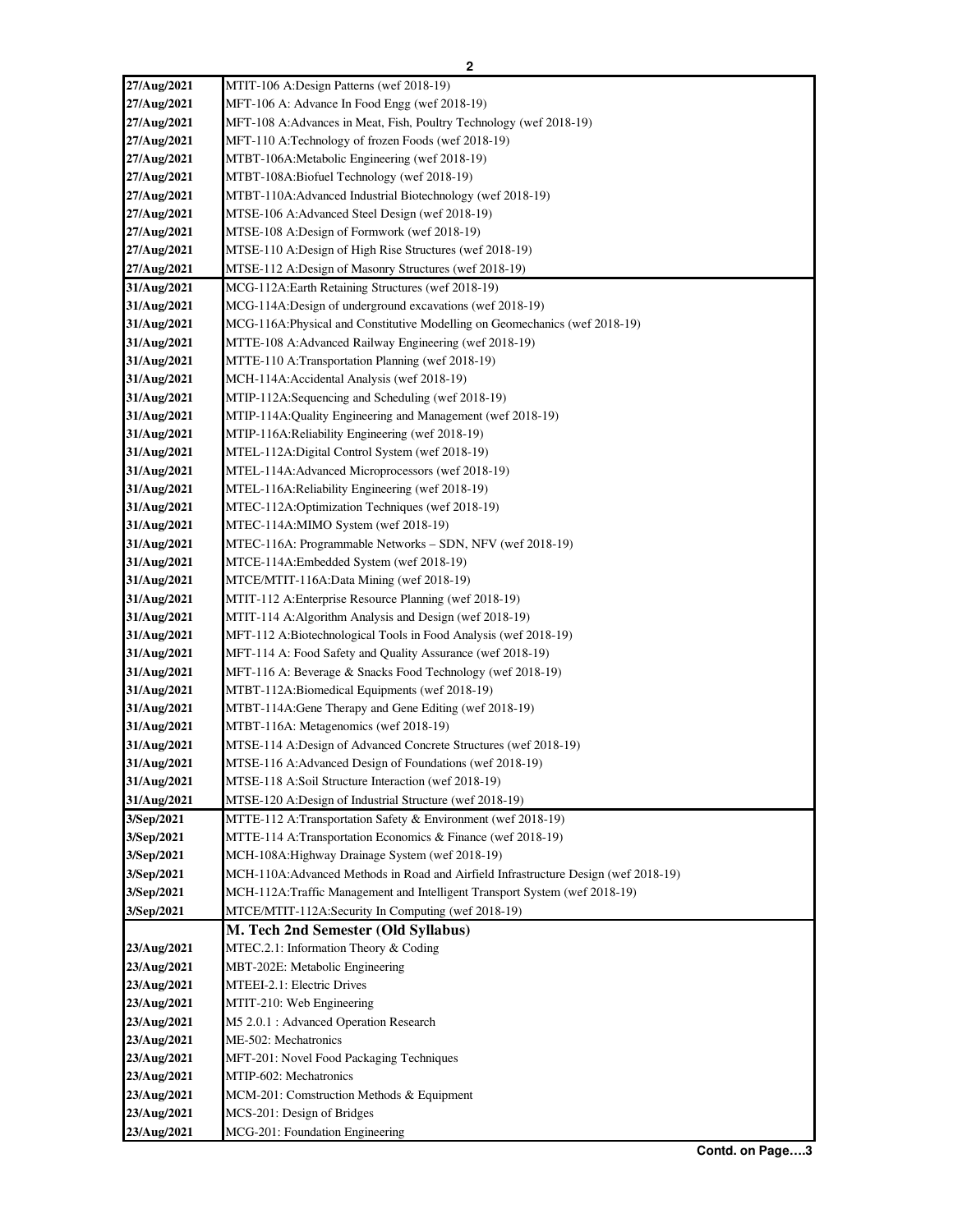| | |
|---|---|
| 27/Aug/2021 | MTIT-106 A:Design Patterns (wef 2018-19) |
| 27/Aug/2021 | MFT-106 A: Advance In Food Engg (wef 2018-19) |
| 27/Aug/2021 | MFT-108 A:Advances in Meat, Fish, Poultry Technology (wef 2018-19) |
| 27/Aug/2021 | MFT-110 A:Technology of frozen Foods (wef 2018-19) |
| 27/Aug/2021 | MTBT-106A:Metabolic Engineering (wef 2018-19) |
| 27/Aug/2021 | MTBT-108A:Biofuel Technology (wef 2018-19) |
| 27/Aug/2021 | MTBT-110A:Advanced Industrial Biotechnology (wef 2018-19) |
| 27/Aug/2021 | MTSE-106 A:Advanced Steel Design (wef 2018-19) |
| 27/Aug/2021 | MTSE-108 A:Design of Formwork (wef 2018-19) |
| 27/Aug/2021 | MTSE-110 A:Design of High Rise Structures (wef 2018-19) |
| 27/Aug/2021 | MTSE-112 A:Design of Masonry Structures (wef 2018-19) |
| 31/Aug/2021 | MCG-112A:Earth Retaining Structures (wef 2018-19) |
| 31/Aug/2021 | MCG-114A:Design of underground excavations (wef 2018-19) |
| 31/Aug/2021 | MCG-116A:Physical and Constitutive Modelling on Geomechanics (wef 2018-19) |
| 31/Aug/2021 | MTTE-108 A:Advanced Railway Engineering (wef 2018-19) |
| 31/Aug/2021 | MTTE-110 A:Transportation Planning (wef 2018-19) |
| 31/Aug/2021 | MCH-114A:Accidental Analysis (wef 2018-19) |
| 31/Aug/2021 | MTIP-112A:Sequencing and Scheduling (wef 2018-19) |
| 31/Aug/2021 | MTIP-114A:Quality Engineering and Management (wef 2018-19) |
| 31/Aug/2021 | MTIP-116A:Reliability Engineering (wef 2018-19) |
| 31/Aug/2021 | MTEL-112A:Digital Control System (wef 2018-19) |
| 31/Aug/2021 | MTEL-114A:Advanced Microprocessors (wef 2018-19) |
| 31/Aug/2021 | MTEL-116A:Reliability Engineering (wef 2018-19) |
| 31/Aug/2021 | MTEC-112A:Optimization Techniques (wef 2018-19) |
| 31/Aug/2021 | MTEC-114A:MIMO System (wef 2018-19) |
| 31/Aug/2021 | MTEC-116A: Programmable Networks – SDN, NFV (wef 2018-19) |
| 31/Aug/2021 | MTCE-114A:Embedded System (wef 2018-19) |
| 31/Aug/2021 | MTCE/MTIT-116A:Data Mining (wef 2018-19) |
| 31/Aug/2021 | MTIT-112 A:Enterprise Resource Planning (wef 2018-19) |
| 31/Aug/2021 | MTIT-114 A:Algorithm Analysis and Design (wef 2018-19) |
| 31/Aug/2021 | MFT-112 A:Biotechnological Tools in Food Analysis (wef 2018-19) |
| 31/Aug/2021 | MFT-114 A: Food Safety and Quality Assurance (wef 2018-19) |
| 31/Aug/2021 | MFT-116 A: Beverage & Snacks Food Technology (wef 2018-19) |
| 31/Aug/2021 | MTBT-112A:Biomedical Equipments (wef 2018-19) |
| 31/Aug/2021 | MTBT-114A:Gene Therapy and Gene Editing (wef 2018-19) |
| 31/Aug/2021 | MTBT-116A: Metagenomics (wef 2018-19) |
| 31/Aug/2021 | MTSE-114 A:Design of Advanced Concrete Structures (wef 2018-19) |
| 31/Aug/2021 | MTSE-116 A:Advanced Design of Foundations (wef 2018-19) |
| 31/Aug/2021 | MTSE-118 A:Soil Structure Interaction (wef 2018-19) |
| 31/Aug/2021 | MTSE-120 A:Design of Industrial Structure (wef 2018-19) |
| 3/Sep/2021 | MTTE-112 A:Transportation Safety & Environment (wef 2018-19) |
| 3/Sep/2021 | MTTE-114 A:Transportation Economics & Finance (wef 2018-19) |
| 3/Sep/2021 | MCH-108A:Highway Drainage System (wef 2018-19) |
| 3/Sep/2021 | MCH-110A:Advanced Methods in Road and Airfield Infrastructure Design (wef 2018-19) |
| 3/Sep/2021 | MCH-112A:Traffic Management and Intelligent Transport System (wef 2018-19) |
| 3/Sep/2021 | MTCE/MTIT-112A:Security In Computing (wef 2018-19) |
| | **M. Tech 2nd Semester (Old Syllabus)** |
| 23/Aug/2021 | MTEC.2.1: Information Theory & Coding |
| 23/Aug/2021 | MBT-202E: Metabolic Engineering |
| 23/Aug/2021 | MTEEI-2.1: Electric Drives |
| 23/Aug/2021 | MTIT-210: Web Engineering |
| 23/Aug/2021 | M5 2.0.1 : Advanced Operation Research |
| 23/Aug/2021 | ME-502: Mechatronics |
| 23/Aug/2021 | MFT-201: Novel Food Packaging Techniques |
| 23/Aug/2021 | MTIP-602: Mechatronics |
| 23/Aug/2021 | MCM-201: Comstruction Methods & Equipment |
| 23/Aug/2021 | MCS-201: Design of Bridges |
| 23/Aug/2021 | MCG-201: Foundation Engineering |

**Contd. on Page….3**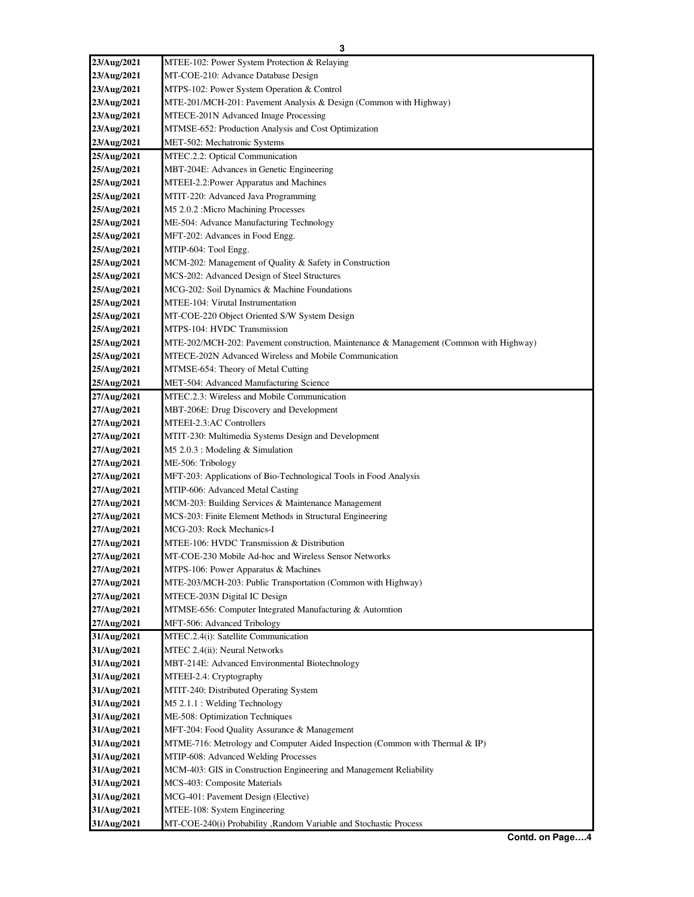| | |
|---|---|
| 23/Aug/2021 | MTEE-102: Power System Protection & Relaying |
| 23/Aug/2021 | MT-COE-210: Advance Database Design |
| 23/Aug/2021 | MTPS-102: Power System Operation & Control |
| 23/Aug/2021 | MTE-201/MCH-201: Pavement Analysis & Design (Common with Highway) |
| 23/Aug/2021 | MTECE-201N Advanced Image Processing |
| 23/Aug/2021 | MTMSE-652: Production Analysis and Cost Optimization |
| 23/Aug/2021 | MET-502: Mechatronic Systems |
| 25/Aug/2021 | MTEC.2.2: Optical Communication |
| 25/Aug/2021 | MBT-204E: Advances in Genetic Engineering |
| 25/Aug/2021 | MTEEI-2.2:Power Apparatus and Machines |
| 25/Aug/2021 | MTIT-220: Advanced Java Programming |
| 25/Aug/2021 | M5 2.0.2 :Micro Machining Processes |
| 25/Aug/2021 | ME-504: Advance Manufacturing Technology |
| 25/Aug/2021 | MFT-202: Advances in Food Engg. |
| 25/Aug/2021 | MTIP-604: Tool Engg. |
| 25/Aug/2021 | MCM-202: Management of Quality & Safety in Construction |
| 25/Aug/2021 | MCS-202: Advanced Design of Steel Structures |
| 25/Aug/2021 | MCG-202: Soil Dynamics & Machine Foundations |
| 25/Aug/2021 | MTEE-104: Virutal Instrumentation |
| 25/Aug/2021 | MT-COE-220 Object Oriented S/W System Design |
| 25/Aug/2021 | MTPS-104: HVDC Transmission |
| 25/Aug/2021 | MTE-202/MCH-202: Pavement construction, Maintenance & Management (Common with Highway) |
| 25/Aug/2021 | MTECE-202N Advanced Wireless and Mobile Communication |
| 25/Aug/2021 | MTMSE-654: Theory of Metal Cutting |
| 25/Aug/2021 | MET-504: Advanced Manufacturing Science |
| 27/Aug/2021 | MTEC.2.3: Wireless and Mobile Communication |
| 27/Aug/2021 | MBT-206E: Drug Discovery and Development |
| 27/Aug/2021 | MTEEI-2.3:AC Controllers |
| 27/Aug/2021 | MTIT-230: Multimedia Systems Design and Development |
| 27/Aug/2021 | M5 2.0.3 : Modeling & Simulation |
| 27/Aug/2021 | ME-506: Tribology |
| 27/Aug/2021 | MFT-203: Applications of Bio-Technological Tools in Food Analysis |
| 27/Aug/2021 | MTIP-606: Advanced Metal Casting |
| 27/Aug/2021 | MCM-203: Building Services & Maintenance Management |
| 27/Aug/2021 | MCS-203: Finite Element Methods in Structural Engineering |
| 27/Aug/2021 | MCG-203: Rock Mechanics-I |
| 27/Aug/2021 | MTEE-106: HVDC Transmission & Distribution |
| 27/Aug/2021 | MT-COE-230 Mobile Ad-hoc and Wireless Sensor Networks |
| 27/Aug/2021 | MTPS-106: Power Apparatus & Machines |
| 27/Aug/2021 | MTE-203/MCH-203: Public Transportation (Common with Highway) |
| 27/Aug/2021 | MTECE-203N Digital IC Design |
| 27/Aug/2021 | MTMSE-656: Computer Integrated Manufacturing & Automtion |
| 27/Aug/2021 | MFT-506: Advanced Tribology |
| 31/Aug/2021 | MTEC.2.4(i): Satellite Communication |
| 31/Aug/2021 | MTEC 2.4(ii): Neural Networks |
| 31/Aug/2021 | MBT-214E: Advanced Environmental Biotechnology |
| 31/Aug/2021 | MTEEI-2.4: Cryptography |
| 31/Aug/2021 | MTIT-240: Distributed Operating System |
| 31/Aug/2021 | M5 2.1.1 : Welding Technology |
| 31/Aug/2021 | ME-508: Optimization Techniques |
| 31/Aug/2021 | MFT-204: Food Quality Assurance & Management |
| 31/Aug/2021 | MTME-716: Metrology and Computer Aided Inspection (Common with Thermal & IP) |
| 31/Aug/2021 | MTIP-608: Advanced Welding Processes |
| 31/Aug/2021 | MCM-403: GIS in Construction Engineering and Management Reliability |
| 31/Aug/2021 | MCS-403: Composite Materials |
| 31/Aug/2021 | MCG-401: Pavement Design (Elective) |
| 31/Aug/2021 | MTEE-108: System Engineering |
| 31/Aug/2021 | MT-COE-240(i) Probability ,Random Variable and Stochastic Process |

**Contd. on Page….4**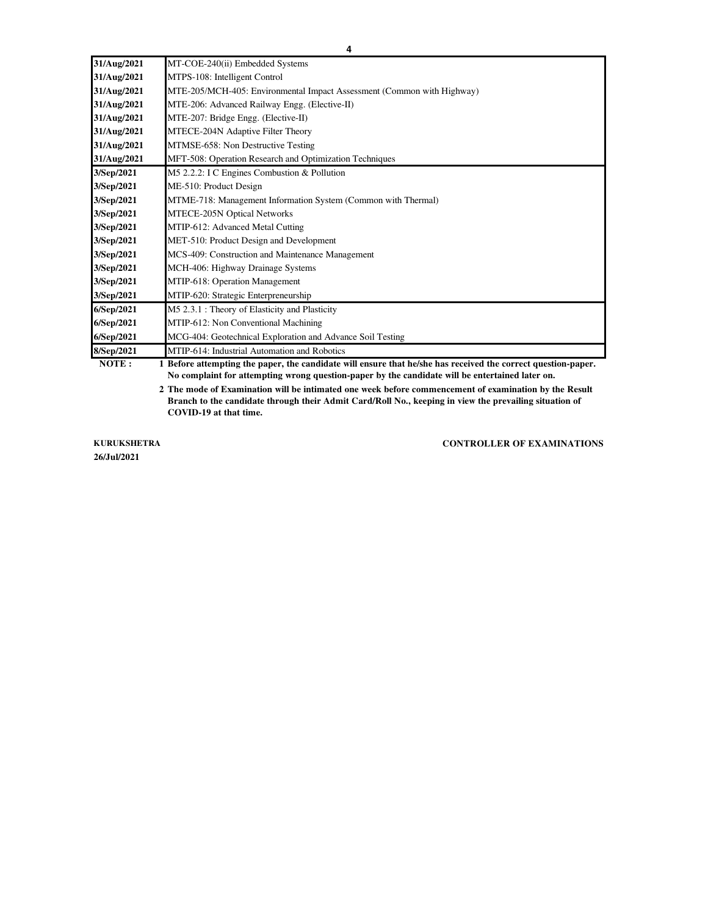| | |
|---|---|
| **31/Aug/2021** | MT-COE-240(ii) Embedded Systems |
| **31/Aug/2021** | MTPS-108: Intelligent Control |
| **31/Aug/2021** | MTE-205/MCH-405: Environmental Impact Assessment (Common with Highway) |
| **31/Aug/2021** | MTE-206: Advanced Railway Engg. (Elective-II) |
| **31/Aug/2021** | MTE-207: Bridge Engg. (Elective-II) |
| **31/Aug/2021** | MTECE-204N Adaptive Filter Theory |
| **31/Aug/2021** | MTMSE-658: Non Destructive Testing |
| **31/Aug/2021** | MFT-508: Operation Research and Optimization Techniques |
| **3/Sep/2021** | M5 2.2.2: I C Engines Combustion & Pollution |
| **3/Sep/2021** | ME-510: Product Design |
| **3/Sep/2021** | MTME-718: Management Information System (Common with Thermal) |
| **3/Sep/2021** | MTECE-205N Optical Networks |
| **3/Sep/2021** | MTIP-612: Advanced Metal Cutting |
| **3/Sep/2021** | MET-510: Product Design and Development |
| **3/Sep/2021** | MCS-409: Construction and Maintenance Management |
| **3/Sep/2021** | MCH-406: Highway Drainage Systems |
| **3/Sep/2021** | MTIP-618: Operation Management |
| **3/Sep/2021** | MTIP-620: Strategic Enterpreneurship |
| **6/Sep/2021** | M5 2.3.1 : Theory of Elasticity and Plasticity |
| **6/Sep/2021** | MTIP-612: Non Conventional Machining |
| **6/Sep/2021** | MCG-404: Geotechnical Exploration and Advance Soil Testing |
| **8/Sep/2021** | MTIP-614: Industrial Automation and Robotics |

**NOTE :**

1. **Before attempting the paper, the candidate will ensure that he/she has received the correct question-paper. No complaint for attempting wrong question-paper by the candidate will be entertained later on.**
2. **The mode of Examination will be intimated one week before commencement of examination by the Result Branch to the candidate through their Admit Card/Roll No., keeping in view the prevailing situation of COVID-19 at that time.**

**KURUKSHETRA**
**26/Jul/2021**

**CONTROLLER OF EXAMINATIONS**